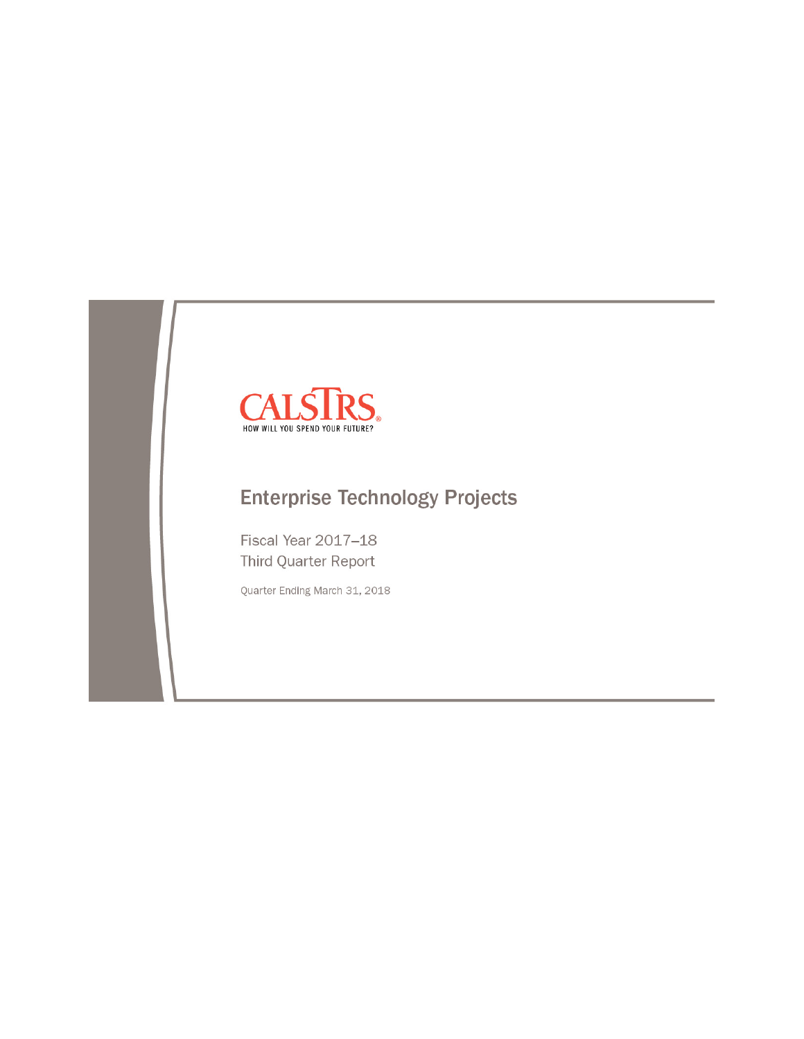CALSTRS

HOW WILL YOU SPEND YOUR FUTURE?

# Enterprise Technology Projects

Fiscal Year 2017–18

Third Quarter Report

Quarter Ending March 31, 2018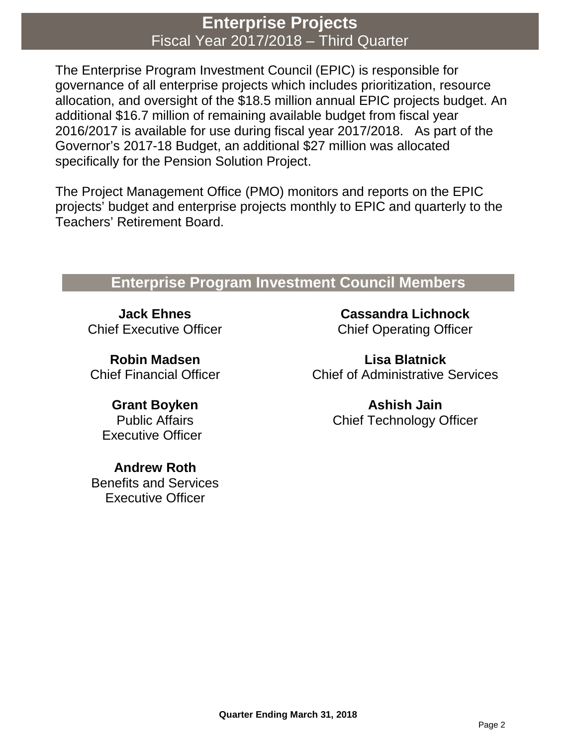# Enterprise Projects
## Fiscal Year 2017/2018 – Third Quarter

The Enterprise Program Investment Council (EPIC) is responsible for governance of all enterprise projects which includes prioritization, resource allocation, and oversight of the $18.5 million annual EPIC projects budget. An additional $16.7 million of remaining available budget from fiscal year 2016/2017 is available for use during fiscal year 2017/2018. As part of the Governor's 2017-18 Budget, an additional $27 million was allocated specifically for the Pension Solution Project.

The Project Management Office (PMO) monitors and reports on the EPIC projects' budget and enterprise projects monthly to EPIC and quarterly to the Teachers' Retirement Board.

## Enterprise Program Investment Council Members

**Jack Ehnes**
Chief Executive Officer

**Robin Madsen**
Chief Financial Officer

**Grant Boyken**
Public Affairs
Executive Officer

**Andrew Roth**
Benefits and Services
Executive Officer

**Cassandra Lichnock**
Chief Operating Officer

**Lisa Blatnick**
Chief of Administrative Services

**Ashish Jain**
Chief Technology Officer

**Quarter Ending March 31, 2018**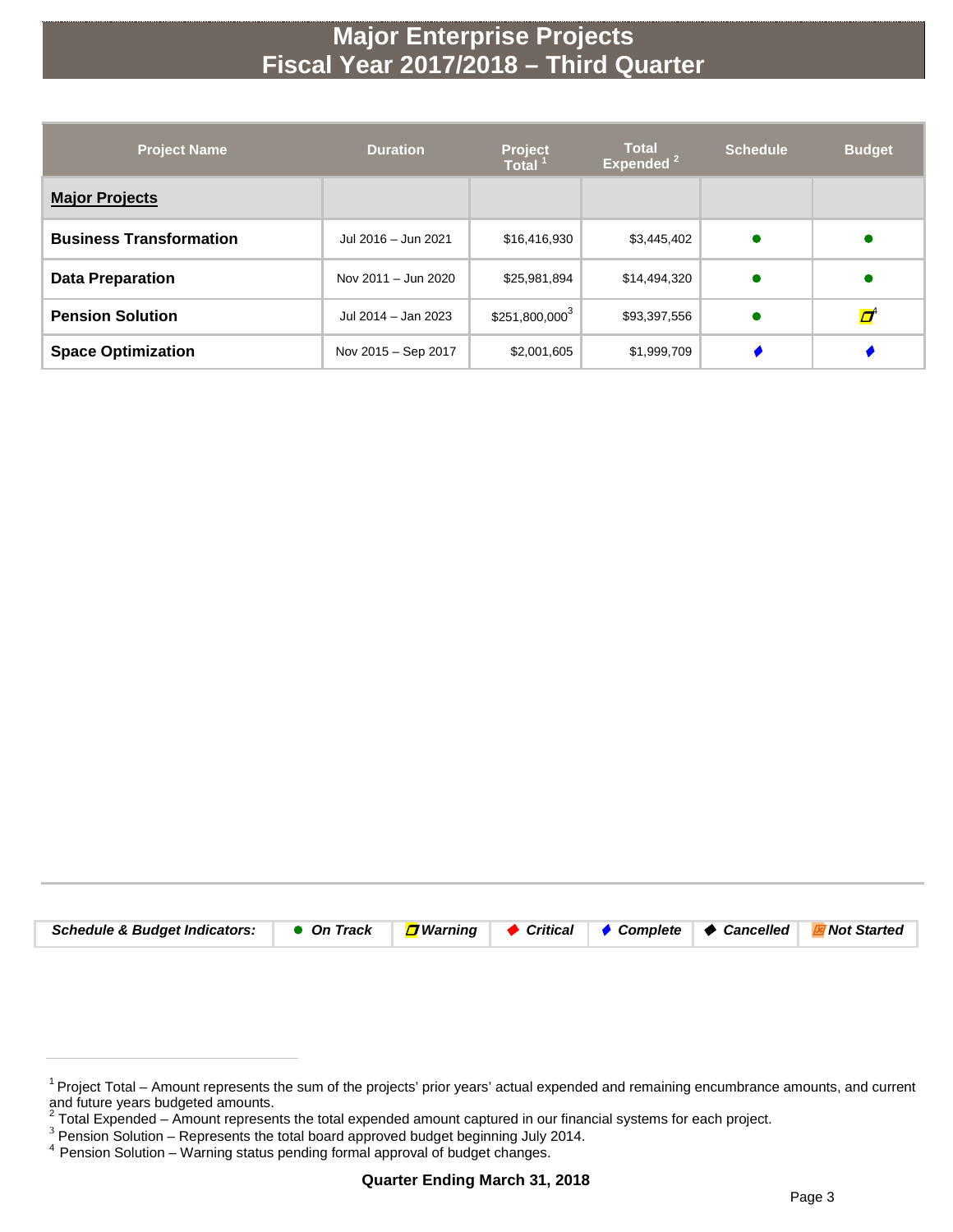# Major Enterprise Projects
# Fiscal Year 2017/2018 – Third Quarter

| Project Name | Duration | Project Total [1] | Total Expended [2] | Schedule | Budget |
|---|---|---|---|---|---|
| **Major Projects** | | | | | |
| **Business Transformation** | Jul 2016 – Jun 2021 | $16,416,930 | $3,445,402 | ● | ● |
| **Data Preparation** | Nov 2011 – Jun 2020 | $25,981,894 | $14,494,320 | ● | ● |
| **Pension Solution** | Jul 2014 – Jan 2023 | $251,800,000[3] | $93,397,556 | ● | ▱[4] |
| **Space Optimization** | Nov 2015 – Sep 2017 | $2,001,605 | $1,999,709 | ♦ | ♦ |

| *Schedule & Budget Indicators:* | ● *On Track* | ▱ *Warning* | ◆ *Critical* | ♦ *Complete* | ◆ *Cancelled* | *Not Started* |
|---|---|---|---|---|---|---|

[1] Project Total – Amount represents the sum of the projects' prior years' actual expended and remaining encumbrance amounts, and current and future years budgeted amounts.
[2] Total Expended – Amount represents the total expended amount captured in our financial systems for each project.
[3] Pension Solution – Represents the total board approved budget beginning July 2014.
[4] Pension Solution – Warning status pending formal approval of budget changes.

**Quarter Ending March 31, 2018**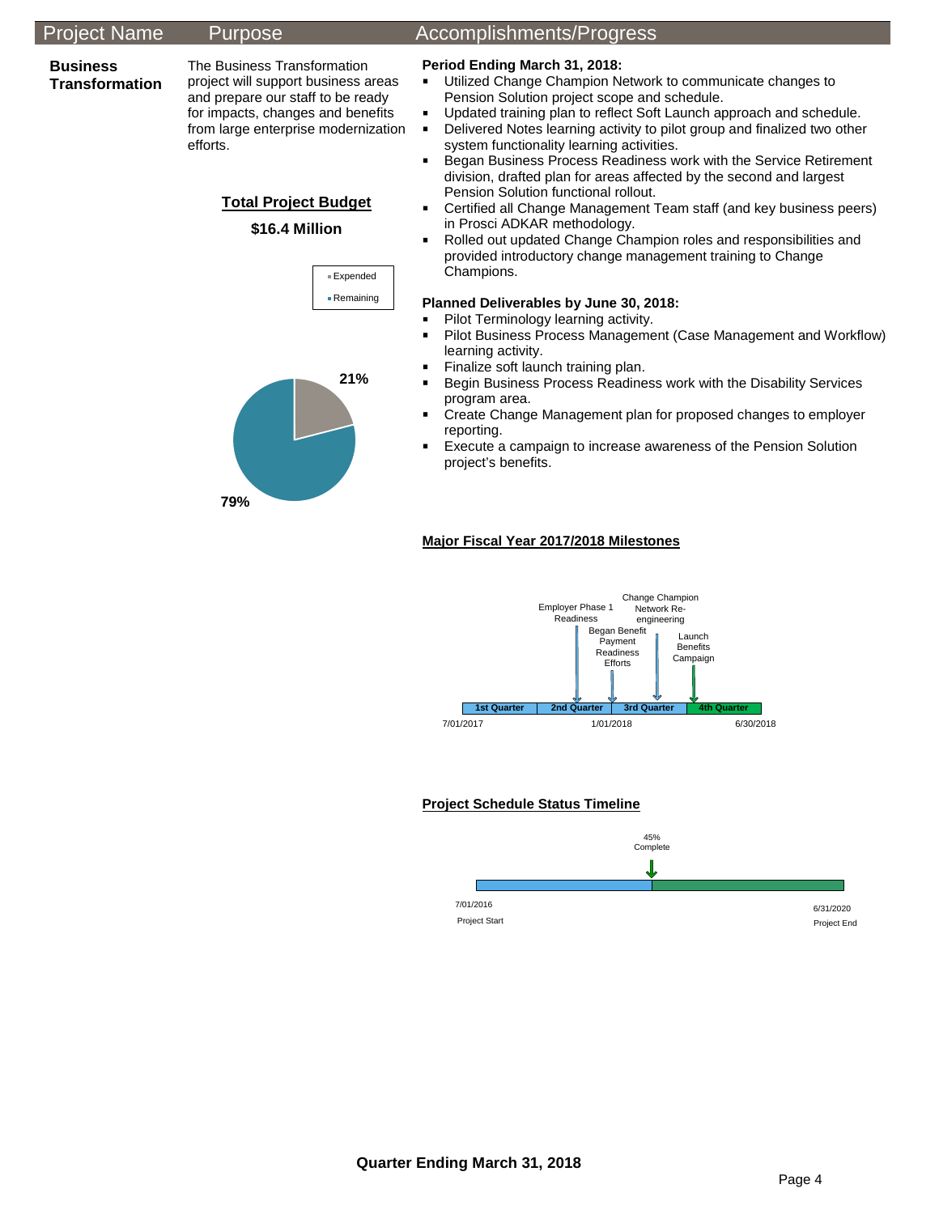| Project Name | Purpose | Accomplishments/Progress |
|---|---|---|

## Business Transformation

The Business Transformation project will support business areas and prepare our staff to be ready for impacts, changes and benefits from large enterprise modernization efforts.

**Total Project Budget**

**$16.4 Million**

- Expended: 21%
- Remaining: 79%

**Period Ending March 31, 2018:**

- Utilized Change Champion Network to communicate changes to Pension Solution project scope and schedule.
- Updated training plan to reflect Soft Launch approach and schedule.
- Delivered Notes learning activity to pilot group and finalized two other system functionality learning activities.
- Began Business Process Readiness work with the Service Retirement division, drafted plan for areas affected by the second and largest Pension Solution functional rollout.
- Certified all Change Management Team staff (and key business peers) in Prosci ADKAR methodology.
- Rolled out updated Change Champion roles and responsibilities and provided introductory change management training to Change Champions.

**Planned Deliverables by June 30, 2018:**

- Pilot Terminology learning activity.
- Pilot Business Process Management (Case Management and Workflow) learning activity.
- Finalize soft launch training plan.
- Begin Business Process Readiness work with the Disability Services program area.
- Create Change Management plan for proposed changes to employer reporting.
- Execute a campaign to increase awareness of the Pension Solution project's benefits.

**Major Fiscal Year 2017/2018 Milestones**

- Employer Phase 1 Readiness (2nd Quarter)
- Began Benefit Payment Readiness Efforts (2nd Quarter)
- Change Champion Network Re-engineering (3rd Quarter)
- Launch Benefits Campaign (4th Quarter)

1st Quarter | 2nd Quarter | 3rd Quarter | 4th Quarter

7/01/2017 — 1/01/2018 — 6/30/2018

**Project Schedule Status Timeline**

45% Complete

7/01/2016 Project Start — 6/31/2020 Project End

**Quarter Ending March 31, 2018**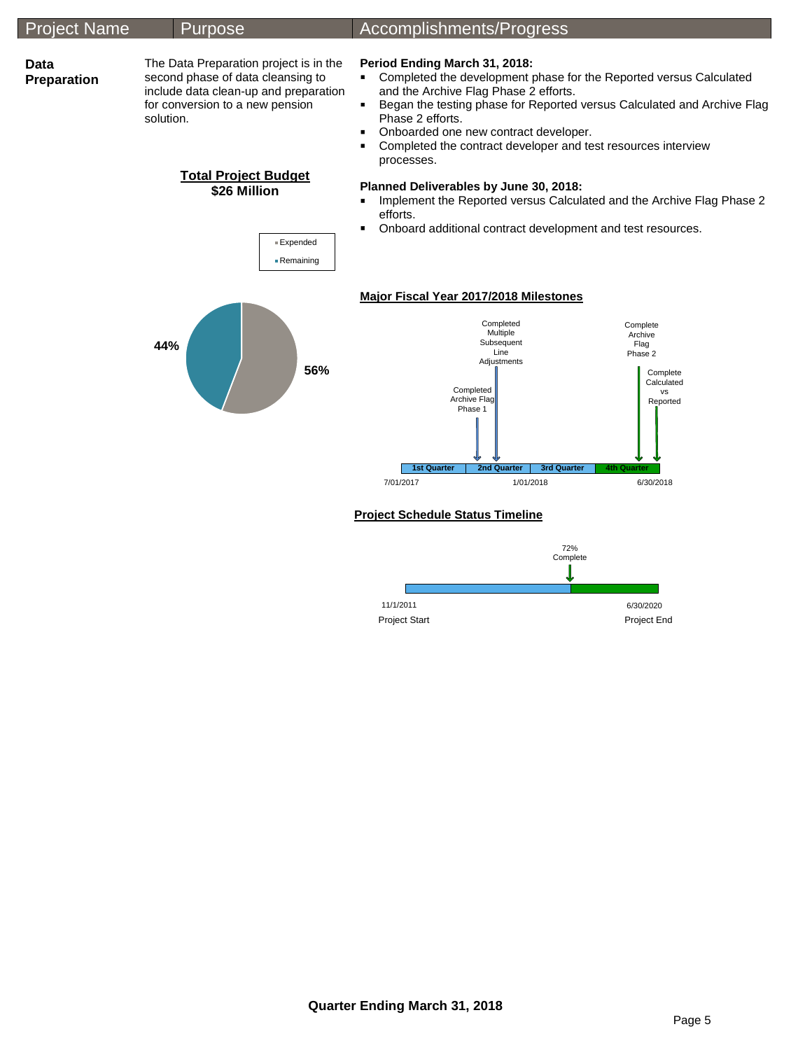| Project Name | Purpose | Accomplishments/Progress |
| --- | --- | --- |

**Data Preparation**

The Data Preparation project is in the second phase of data cleansing to include data clean-up and preparation for conversion to a new pension solution.

**Total Project Budget**
**$26 Million**

- Expended: 56%
- Remaining: 44%

**Period Ending March 31, 2018:**

- Completed the development phase for the Reported versus Calculated and the Archive Flag Phase 2 efforts.
- Began the testing phase for Reported versus Calculated and Archive Flag Phase 2 efforts.
- Onboarded one new contract developer.
- Completed the contract developer and test resources interview processes.

**Planned Deliverables by June 30, 2018:**

- Implement the Reported versus Calculated and the Archive Flag Phase 2 efforts.
- Onboard additional contract development and test resources.

**Major Fiscal Year 2017/2018 Milestones**

- 2nd Quarter: Completed Archive Flag Phase 1
- 2nd Quarter: Completed Multiple Subsequent Line Adjustments
- 4th Quarter: Complete Archive Flag Phase 2
- 4th Quarter: Complete Calculated vs Reported

1st Quarter | 2nd Quarter | 3rd Quarter | 4th Quarter

7/01/2017 — 1/01/2018 — 6/30/2018

**Project Schedule Status Timeline**

72% Complete

Project Start: 11/1/2011 — Project End: 6/30/2020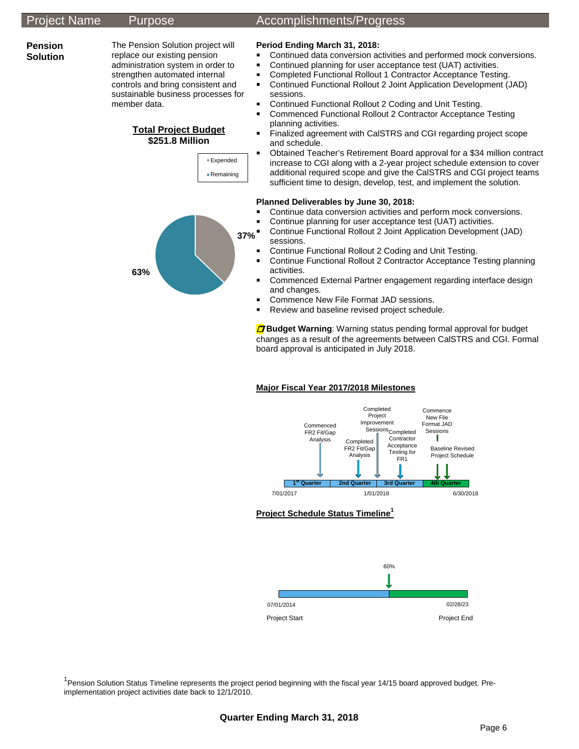| Project Name | Purpose | Accomplishments/Progress |
|---|---|---|
| **Pension Solution** | The Pension Solution project will replace our existing pension administration system in order to strengthen automated internal controls and bring consistent and sustainable business processes for member data. | See below |

**Total Project Budget**
**$251.8 Million**

- Expended: 37%
- Remaining: 63%

**Period Ending March 31, 2018:**

- Continued data conversion activities and performed mock conversions.
- Continued planning for user acceptance test (UAT) activities.
- Completed Functional Rollout 1 Contractor Acceptance Testing.
- Continued Functional Rollout 2 Joint Application Development (JAD) sessions.
- Continued Functional Rollout 2 Coding and Unit Testing.
- Commenced Functional Rollout 2 Contractor Acceptance Testing planning activities.
- Finalized agreement with CalSTRS and CGI regarding project scope and schedule.
- Obtained Teacher's Retirement Board approval for a $34 million contract increase to CGI along with a 2-year project schedule extension to cover additional required scope and give the CalSTRS and CGI project teams sufficient time to design, develop, test, and implement the solution.

**Planned Deliverables by June 30, 2018:**

- Continue data conversion activities and perform mock conversions.
- Continue planning for user acceptance test (UAT) activities.
- Continue Functional Rollout 2 Joint Application Development (JAD) sessions.
- Continue Functional Rollout 2 Coding and Unit Testing.
- Continue Functional Rollout 2 Contractor Acceptance Testing planning activities.
- Commenced External Partner engagement regarding interface design and changes.
- Commence New File Format JAD sessions.
- Review and baseline revised project schedule.

**Budget Warning**: Warning status pending formal approval for budget changes as a result of the agreements between CalSTRS and CGI. Formal board approval is anticipated in July 2018.

**Major Fiscal Year 2017/2018 Milestones**

- 1st Quarter: Commenced FR2 Fit/Gap Analysis
- 2nd Quarter: Completed FR2 Fit/Gap Analysis; Completed Project Improvement Sessions
- 3rd Quarter: Completed Contractor Acceptance Testing for FR1
- 4th Quarter: Commence New File Format JAD Sessions; Baseline Revised Project Schedule

7/01/2017 — 1/01/2018 — 6/30/2018

**Project Schedule Status Timeline**[1]

60%

Project Start: 07/01/2014 — Project End: 02/28/23

[1]Pension Solution Status Timeline represents the project period beginning with the fiscal year 14/15 board approved budget. Pre-implementation project activities date back to 12/1/2010.

**Quarter Ending March 31, 2018**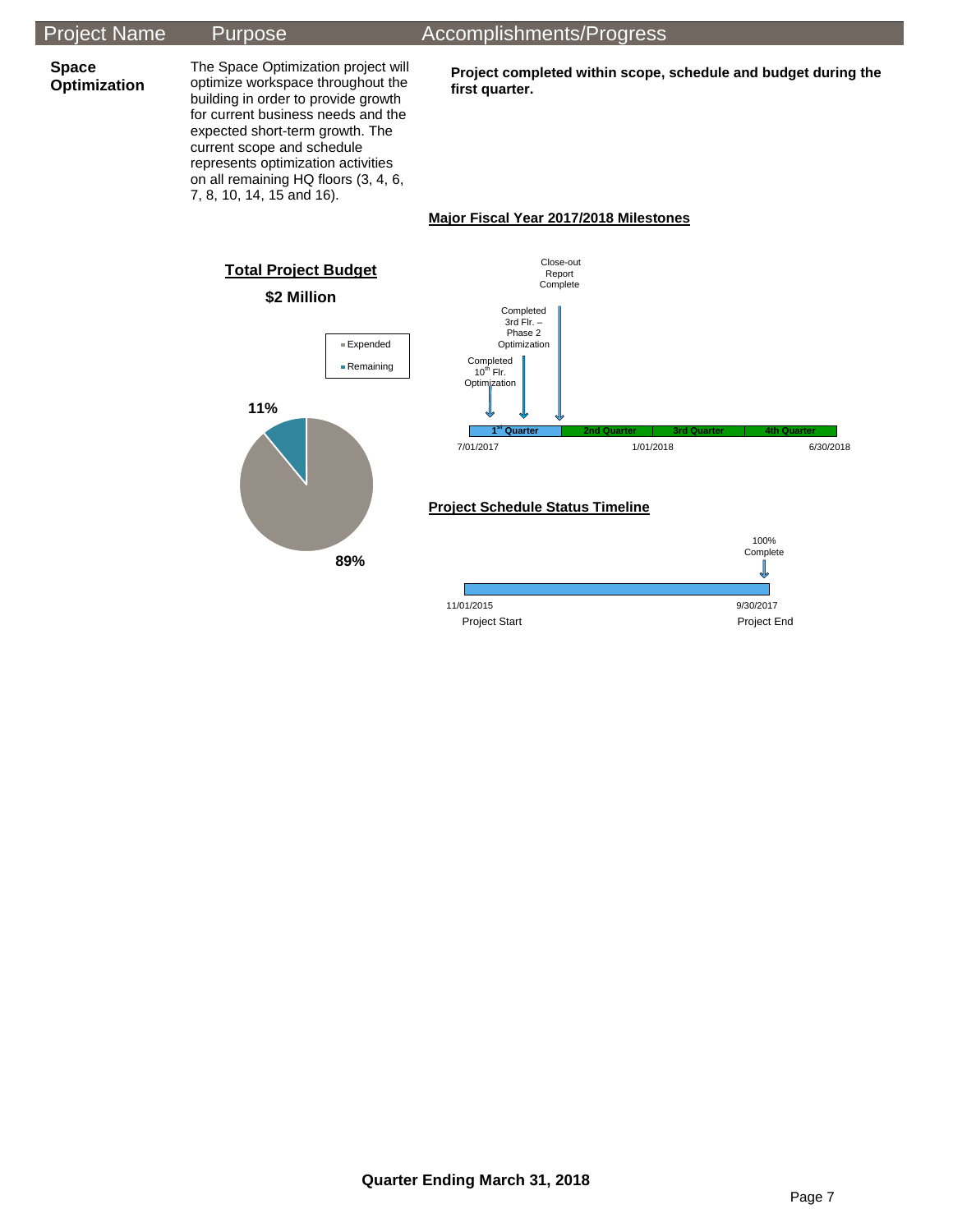| Project Name | Purpose | Accomplishments/Progress |
| --- | --- | --- |
| **Space Optimization** | The Space Optimization project will optimize workspace throughout the building in order to provide growth for current business needs and the expected short-term growth. The current scope and schedule represents optimization activities on all remaining HQ floors (3, 4, 6, 7, 8, 10, 14, 15 and 16). | **Project completed within scope, schedule and budget during the first quarter.** |

**Total Project Budget**

**$2 Million**

- Expended: 89%
- Remaining: 11%

**Major Fiscal Year 2017/2018 Milestones**

7/01/2017 — 1st Quarter — 2nd Quarter — 1/01/2018 — 3rd Quarter — 4th Quarter — 6/30/2018

- Completed 10th Flr. Optimization
- Completed 3rd Flr. – Phase 2 Optimization
- Close-out Report Complete

**Project Schedule Status Timeline**

- 11/01/2015 Project Start
- 9/30/2017 Project End
- 100% Complete

**Quarter Ending March 31, 2018**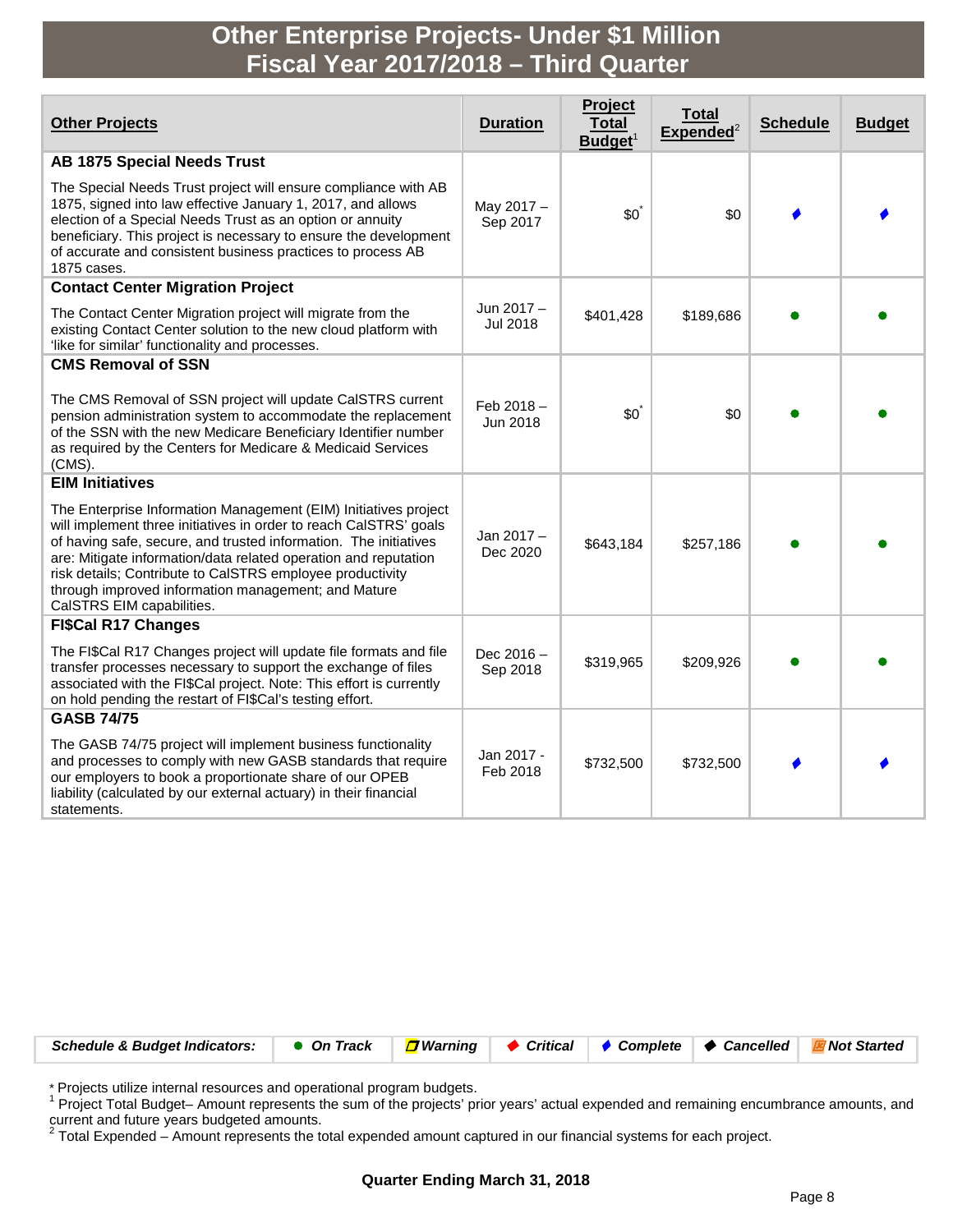# Other Enterprise Projects- Under $1 Million
## Fiscal Year 2017/2018 – Third Quarter

| Other Projects | Duration | Project Total Budget[1] | Total Expended[2] | Schedule | Budget |
|---|---|---|---|---|---|
| **AB 1875 Special Needs Trust**<br><br>The Special Needs Trust project will ensure compliance with AB 1875, signed into law effective January 1, 2017, and allows election of a Special Needs Trust as an option or annuity beneficiary. This project is necessary to ensure the development of accurate and consistent business practices to process AB 1875 cases. | May 2017 – Sep 2017 | $0* | $0 | ♦ Complete | ♦ Complete |
| **Contact Center Migration Project**<br><br>The Contact Center Migration project will migrate from the existing Contact Center solution to the new cloud platform with 'like for similar' functionality and processes. | Jun 2017 – Jul 2018 | $401,428 | $189,686 | ● On Track | ● On Track |
| **CMS Removal of SSN**<br><br>The CMS Removal of SSN project will update CalSTRS current pension administration system to accommodate the replacement of the SSN with the new Medicare Beneficiary Identifier number as required by the Centers for Medicare & Medicaid Services (CMS). | Feb 2018 – Jun 2018 | $0* | $0 | ● On Track | ● On Track |
| **EIM Initiatives**<br><br>The Enterprise Information Management (EIM) Initiatives project will implement three initiatives in order to reach CalSTRS' goals of having safe, secure, and trusted information. The initiatives are: Mitigate information/data related operation and reputation risk details; Contribute to CalSTRS employee productivity through improved information management; and Mature CalSTRS EIM capabilities. | Jan 2017 – Dec 2020 | $643,184 | $257,186 | ● On Track | ● On Track |
| **FI$Cal R17 Changes**<br><br>The FI$Cal R17 Changes project will update file formats and file transfer processes necessary to support the exchange of files associated with the FI$Cal project. Note: This effort is currently on hold pending the restart of FI$Cal's testing effort. | Dec 2016 – Sep 2018 | $319,965 | $209,926 | ● On Track | ● On Track |
| **GASB 74/75**<br><br>The GASB 74/75 project will implement business functionality and processes to comply with new GASB standards that require our employers to book a proportionate share of our OPEB liability (calculated by our external actuary) in their financial statements. | Jan 2017 - Feb 2018 | $732,500 | $732,500 | ♦ Complete | ♦ Complete |

| Schedule & Budget Indicators: | ● On Track | Warning | ♦ Critical | ♦ Complete | ♦ Cancelled | Not Started |
|---|---|---|---|---|---|---|

\* Projects utilize internal resources and operational program budgets.

[1] Project Total Budget– Amount represents the sum of the projects' prior years' actual expended and remaining encumbrance amounts, and current and future years budgeted amounts.

[2] Total Expended – Amount represents the total expended amount captured in our financial systems for each project.

**Quarter Ending March 31, 2018**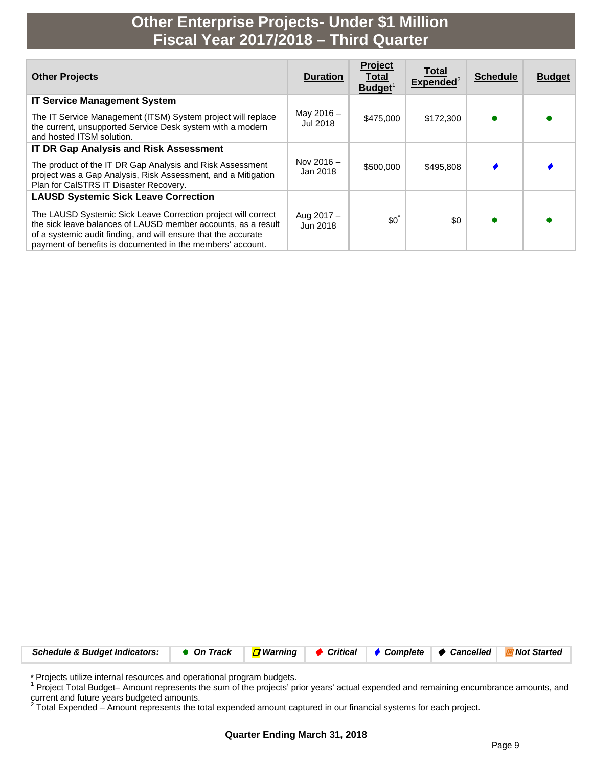# Other Enterprise Projects- Under $1 Million
# Fiscal Year 2017/2018 – Third Quarter

| Other Projects | Duration | Project Total Budget[1] | Total Expended[2] | Schedule | Budget |
|---|---|---|---|---|---|
| **IT Service Management System**<br>The IT Service Management (ITSM) System project will replace the current, unsupported Service Desk system with a modern and hosted ITSM solution. | May 2016 – Jul 2018 | $475,000 | $172,300 | ● | ● |
| **IT DR Gap Analysis and Risk Assessment**<br>The product of the IT DR Gap Analysis and Risk Assessment project was a Gap Analysis, Risk Assessment, and a Mitigation Plan for CalSTRS IT Disaster Recovery. | Nov 2016 – Jan 2018 | $500,000 | $495,808 | ♦ | ♦ |
| **LAUSD Systemic Sick Leave Correction**<br>The LAUSD Systemic Sick Leave Correction project will correct the sick leave balances of LAUSD member accounts, as a result of a systemic audit finding, and will ensure that the accurate payment of benefits is documented in the members' account. | Aug 2017 – Jun 2018 | $0* | $0 | ● | ● |

| *Schedule & Budget Indicators:* | ● *On Track* | *Warning* | ◆ *Critical* | ♦ *Complete* | ◆ *Cancelled* | *Not Started* |
|---|---|---|---|---|---|---|

* Projects utilize internal resources and operational program budgets.

[1] Project Total Budget– Amount represents the sum of the projects' prior years' actual expended and remaining encumbrance amounts, and current and future years budgeted amounts.

[2] Total Expended – Amount represents the total expended amount captured in our financial systems for each project.

**Quarter Ending March 31, 2018**